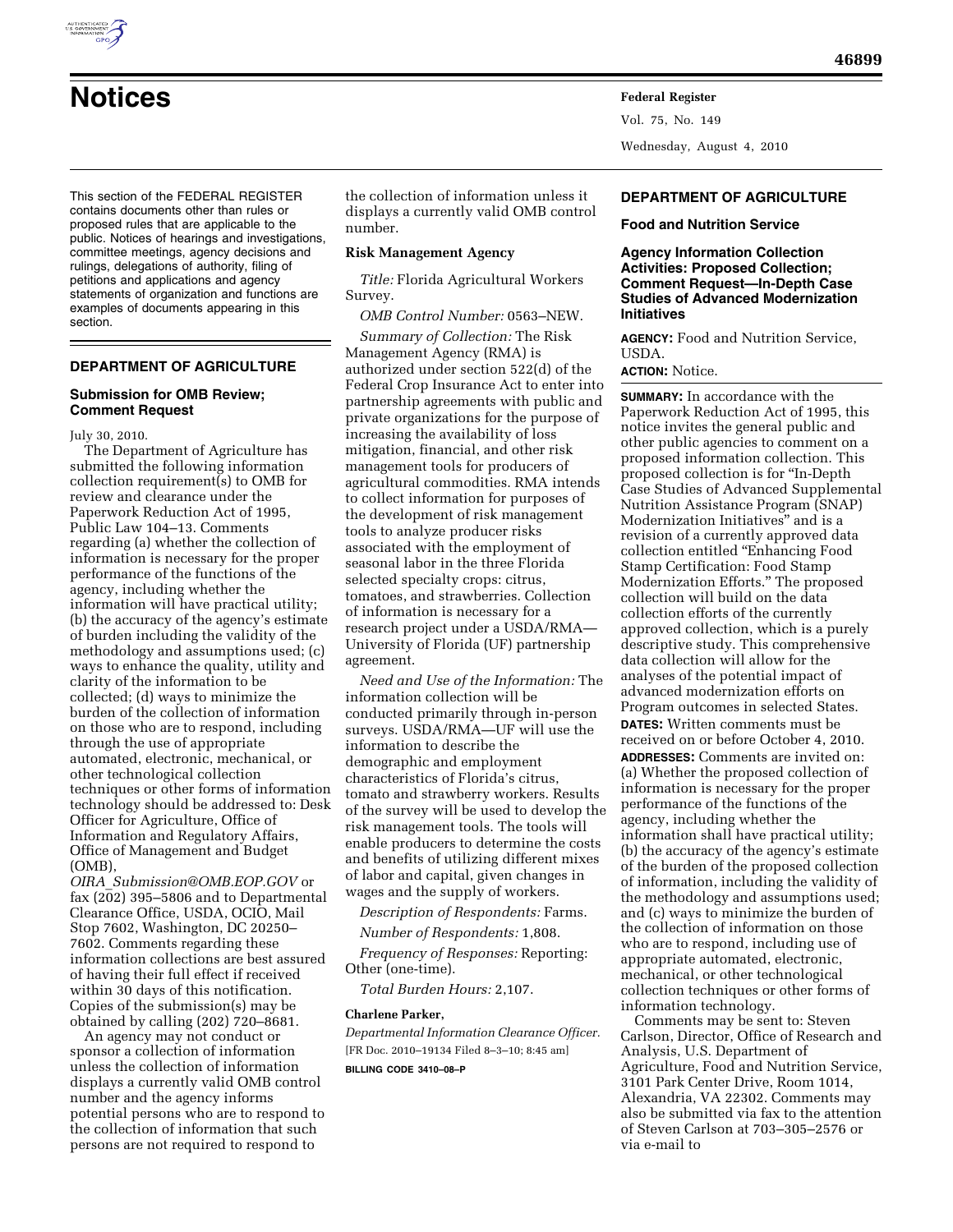# Notices

This section of the FEDERAL REGISTER contains documents other than rules or proposed rules that are applicable to the public. Notices of hearings and investigations, committee meetings, agency decisions and rulings, delegations of authority, filing of petitions and applications and agency statements of organization and functions are examples of documents appearing in this section.

## DEPARTMENT OF AGRICULTURE

### Submission for OMB Review; Comment Request

July 30, 2010.

The Department of Agriculture has submitted the following information collection requirement(s) to OMB for review and clearance under the Paperwork Reduction Act of 1995, Public Law 104–13. Comments regarding (a) whether the collection of information is necessary for the proper performance of the functions of the agency, including whether the information will have practical utility; (b) the accuracy of the agency's estimate of burden including the validity of the methodology and assumptions used; (c) ways to enhance the quality, utility and clarity of the information to be collected; (d) ways to minimize the burden of the collection of information on those who are to respond, including through the use of appropriate automated, electronic, mechanical, or other technological collection techniques or other forms of information technology should be addressed to: Desk Officer for Agriculture, Office of Information and Regulatory Affairs, Office of Management and Budget (OMB), *OIRA_Submission@OMB.EOP.GOV* or fax (202) 395–5806 and to Departmental Clearance Office, USDA, OCIO, Mail Stop 7602, Washington, DC 20250–7602. Comments regarding these information collections are best assured of having their full effect if received within 30 days of this notification. Copies of the submission(s) may be obtained by calling (202) 720–8681.

An agency may not conduct or sponsor a collection of information unless the collection of information displays a currently valid OMB control number and the agency informs potential persons who are to respond to the collection of information that such persons are not required to respond to the collection of information unless it displays a currently valid OMB control number.

#### Risk Management Agency

*Title:* Florida Agricultural Workers Survey.

*OMB Control Number:* 0563–NEW.

*Summary of Collection:* The Risk Management Agency (RMA) is authorized under section 522(d) of the Federal Crop Insurance Act to enter into partnership agreements with public and private organizations for the purpose of increasing the availability of loss mitigation, financial, and other risk management tools for producers of agricultural commodities. RMA intends to collect information for purposes of the development of risk management tools to analyze producer risks associated with the employment of seasonal labor in the three Florida selected specialty crops: citrus, tomatoes, and strawberries. Collection of information is necessary for a research project under a USDA/RMA—University of Florida (UF) partnership agreement.

*Need and Use of the Information:* The information collection will be conducted primarily through in-person surveys. USDA/RMA—UF will use the information to describe the demographic and employment characteristics of Florida's citrus, tomato and strawberry workers. Results of the survey will be used to develop the risk management tools. The tools will enable producers to determine the costs and benefits of utilizing different mixes of labor and capital, given changes in wages and the supply of workers.

*Description of Respondents:* Farms.

*Number of Respondents:* 1,808.

*Frequency of Responses:* Reporting: Other (one-time).

*Total Burden Hours:* 2,107.

**Charlene Parker,**

*Departmental Information Clearance Officer.*

[FR Doc. 2010–19134 Filed 8–3–10; 8:45 am]

**BILLING CODE 3410–08–P**

## DEPARTMENT OF AGRICULTURE

### Food and Nutrition Service

### Agency Information Collection Activities: Proposed Collection; Comment Request—In-Depth Case Studies of Advanced Modernization Initiatives

**AGENCY:** Food and Nutrition Service, USDA.

**ACTION:** Notice.

**SUMMARY:** In accordance with the Paperwork Reduction Act of 1995, this notice invites the general public and other public agencies to comment on a proposed information collection. This proposed collection is for "In-Depth Case Studies of Advanced Supplemental Nutrition Assistance Program (SNAP) Modernization Initiatives" and is a revision of a currently approved data collection entitled "Enhancing Food Stamp Certification: Food Stamp Modernization Efforts." The proposed collection will build on the data collection efforts of the currently approved collection, which is a purely descriptive study. This comprehensive data collection will allow for the analyses of the potential impact of advanced modernization efforts on Program outcomes in selected States.

**DATES:** Written comments must be received on or before October 4, 2010.

**ADDRESSES:** Comments are invited on: (a) Whether the proposed collection of information is necessary for the proper performance of the functions of the agency, including whether the information shall have practical utility; (b) the accuracy of the agency's estimate of the burden of the proposed collection of information, including the validity of the methodology and assumptions used; and (c) ways to minimize the burden of the collection of information on those who are to respond, including use of appropriate automated, electronic, mechanical, or other technological collection techniques or other forms of information technology.

Comments may be sent to: Steven Carlson, Director, Office of Research and Analysis, U.S. Department of Agriculture, Food and Nutrition Service, 3101 Park Center Drive, Room 1014, Alexandria, VA 22302. Comments may also be submitted via fax to the attention of Steven Carlson at 703–305–2576 or via e-mail to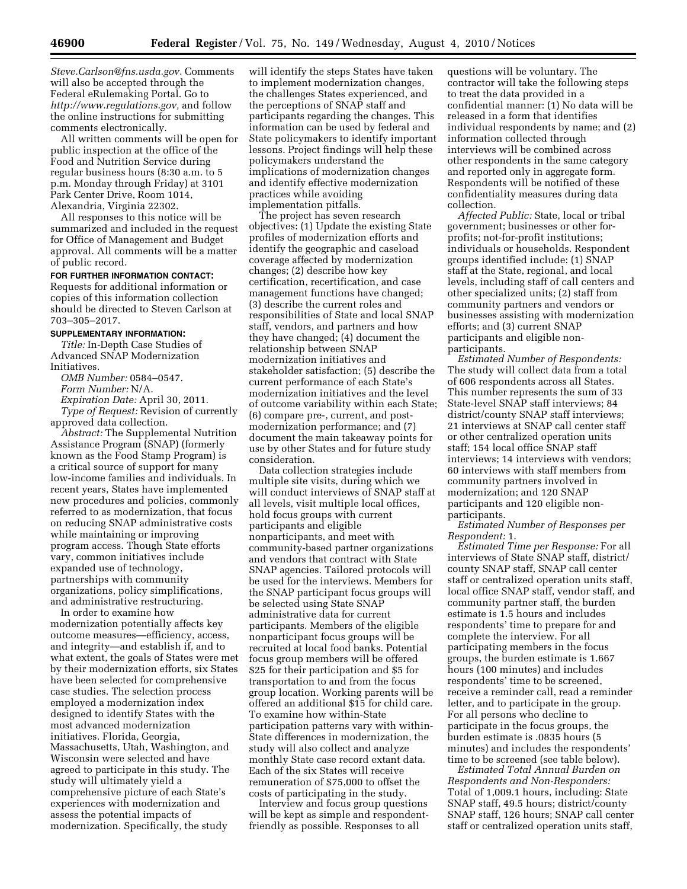*Steve.Carlson@fns.usda.gov.* Comments will also be accepted through the Federal eRulemaking Portal. Go to *http://www.regulations.gov,* and follow the online instructions for submitting comments electronically.

All written comments will be open for public inspection at the office of the Food and Nutrition Service during regular business hours (8:30 a.m. to 5 p.m. Monday through Friday) at 3101 Park Center Drive, Room 1014, Alexandria, Virginia 22302.

All responses to this notice will be summarized and included in the request for Office of Management and Budget approval. All comments will be a matter of public record.

**FOR FURTHER INFORMATION CONTACT:** Requests for additional information or copies of this information collection should be directed to Steven Carlson at 703–305–2017.

**SUPPLEMENTARY INFORMATION:**

*Title:* In-Depth Case Studies of Advanced SNAP Modernization Initiatives.

*OMB Number:* 0584–0547.

*Form Number:* N/A.

*Expiration Date:* April 30, 2011.

*Type of Request:* Revision of currently approved data collection.

*Abstract:* The Supplemental Nutrition Assistance Program (SNAP) (formerly known as the Food Stamp Program) is a critical source of support for many low-income families and individuals. In recent years, States have implemented new procedures and policies, commonly referred to as modernization, that focus on reducing SNAP administrative costs while maintaining or improving program access. Though State efforts vary, common initiatives include expanded use of technology, partnerships with community organizations, policy simplifications, and administrative restructuring.

In order to examine how modernization potentially affects key outcome measures—efficiency, access, and integrity—and establish if, and to what extent, the goals of States were met by their modernization efforts, six States have been selected for comprehensive case studies. The selection process employed a modernization index designed to identify States with the most advanced modernization initiatives. Florida, Georgia, Massachusetts, Utah, Washington, and Wisconsin were selected and have agreed to participate in this study. The study will ultimately yield a comprehensive picture of each State's experiences with modernization and assess the potential impacts of modernization. Specifically, the study will identify the steps States have taken to implement modernization changes, the challenges States experienced, and the perceptions of SNAP staff and participants regarding the changes. This information can be used by federal and State policymakers to identify important lessons. Project findings will help these policymakers understand the implications of modernization changes and identify effective modernization practices while avoiding implementation pitfalls.

The project has seven research objectives: (1) Update the existing State profiles of modernization efforts and identify the geographic and caseload coverage affected by modernization changes; (2) describe how key certification, recertification, and case management functions have changed; (3) describe the current roles and responsibilities of State and local SNAP staff, vendors, and partners and how they have changed; (4) document the relationship between SNAP modernization initiatives and stakeholder satisfaction; (5) describe the current performance of each State's modernization initiatives and the level of outcome variability within each State; (6) compare pre-, current, and post-modernization performance; and (7) document the main takeaway points for use by other States and for future study consideration.

Data collection strategies include multiple site visits, during which we will conduct interviews of SNAP staff at all levels, visit multiple local offices, hold focus groups with current participants and eligible nonparticipants, and meet with community-based partner organizations and vendors that contract with State SNAP agencies. Tailored protocols will be used for the interviews. Members for the SNAP participant focus groups will be selected using State SNAP administrative data for current participants. Members of the eligible nonparticipant focus groups will be recruited at local food banks. Potential focus group members will be offered $25 for their participation and $5 for transportation to and from the focus group location. Working parents will be offered an additional $15 for child care. To examine how within-State participation patterns vary with within-State differences in modernization, the study will also collect and analyze monthly State case record extant data. Each of the six States will receive remuneration of $75,000 to offset the costs of participating in the study.

Interview and focus group questions will be kept as simple and respondent-friendly as possible. Responses to all questions will be voluntary. The contractor will take the following steps to treat the data provided in a confidential manner: (1) No data will be released in a form that identifies individual respondents by name; and (2) information collected through interviews will be combined across other respondents in the same category and reported only in aggregate form. Respondents will be notified of these confidentiality measures during data collection.

*Affected Public:* State, local or tribal government; businesses or other for-profits; not-for-profit institutions; individuals or households. Respondent groups identified include: (1) SNAP staff at the State, regional, and local levels, including staff of call centers and other specialized units; (2) staff from community partners and vendors or businesses assisting with modernization efforts; and (3) current SNAP participants and eligible non-participants.

*Estimated Number of Respondents:* The study will collect data from a total of 606 respondents across all States. This number represents the sum of 33 State-level SNAP staff interviews; 84 district/county SNAP staff interviews; 21 interviews at SNAP call center staff or other centralized operation units staff; 154 local office SNAP staff interviews; 14 interviews with vendors; 60 interviews with staff members from community partners involved in modernization; and 120 SNAP participants and 120 eligible non-participants.

*Estimated Number of Responses per Respondent:* 1.

*Estimated Time per Response:* For all interviews of State SNAP staff, district/county SNAP staff, SNAP call center staff or centralized operation units staff, local office SNAP staff, vendor staff, and community partner staff, the burden estimate is 1.5 hours and includes respondents' time to prepare for and complete the interview. For all participating members in the focus groups, the burden estimate is 1.667 hours (100 minutes) and includes respondents' time to be screened, receive a reminder call, read a reminder letter, and to participate in the group. For all persons who decline to participate in the focus groups, the burden estimate is .0835 hours (5 minutes) and includes the respondents' time to be screened (see table below).

*Estimated Total Annual Burden on Respondents and Non-Responders:* Total of 1,009.1 hours, including: State SNAP staff, 49.5 hours; district/county SNAP staff, 126 hours; SNAP call center staff or centralized operation units staff,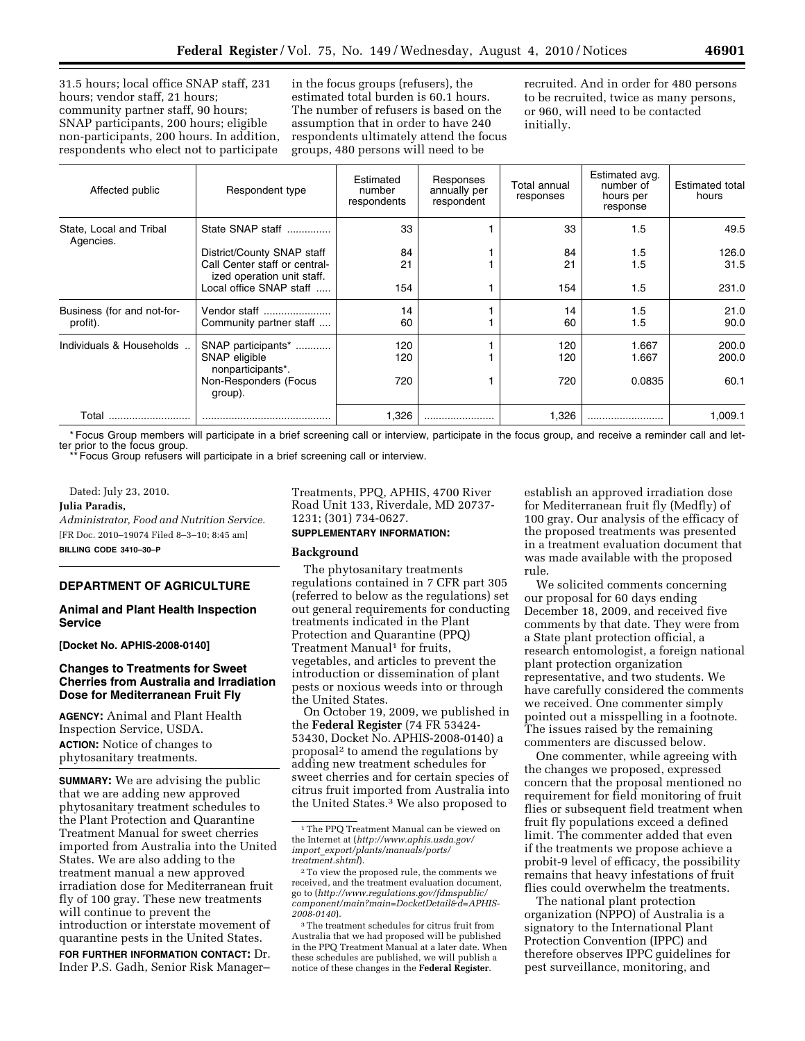31.5 hours; local office SNAP staff, 231 hours; vendor staff, 21 hours; community partner staff, 90 hours; SNAP participants, 200 hours; eligible non-participants, 200 hours. In addition, respondents who elect not to participate in the focus groups (refusers), the estimated total burden is 60.1 hours. The number of refusers is based on the assumption that in order to have 240 respondents ultimately attend the focus groups, 480 persons will need to be recruited. And in order for 480 persons to be recruited, twice as many persons, or 960, will need to be contacted initially.

| Affected public | Respondent type | Estimated number respondents | Responses annually per respondent | Total annual responses | Estimated avg. number of hours per response | Estimated total hours |
|---|---|---|---|---|---|---|
| State, Local and Tribal Agencies. | State SNAP staff | 33 | 1 | 33 | 1.5 | 49.5 |
| | District/County SNAP staff | 84 | 1 | 84 | 1.5 | 126.0 |
| | Call Center staff or centralized operation unit staff. | 21 | 1 | 21 | 1.5 | 31.5 |
| | Local office SNAP staff | 154 | 1 | 154 | 1.5 | 231.0 |
| Business (for and not-for-profit). | Vendor staff | 14 | 1 | 14 | 1.5 | 21.0 |
| | Community partner staff | 60 | 1 | 60 | 1.5 | 90.0 |
| Individuals & Households | SNAP participants* | 120 | 1 | 120 | 1.667 | 200.0 |
| | SNAP eligible nonparticipants*. | 120 | 1 | 120 | 1.667 | 200.0 |
| | Non-Responders (Focus group). | 720 | 1 | 720 | 0.0835 | 60.1 |
| Total | | 1,326 | | 1,326 | | 1,009.1 |

\* Focus Group members will participate in a brief screening call or interview, participate in the focus group, and receive a reminder call and letter prior to the focus group.

\*\* Focus Group refusers will participate in a brief screening call or interview.

Dated: July 23, 2010.

**Julia Paradis,**

*Administrator, Food and Nutrition Service.*

[FR Doc. 2010–19074 Filed 8–3–10; 8:45 am]

**BILLING CODE 3410–30–P**

## DEPARTMENT OF AGRICULTURE

### Animal and Plant Health Inspection Service

**[Docket No. APHIS-2008-0140]**

### Changes to Treatments for Sweet Cherries from Australia and Irradiation Dose for Mediterranean Fruit Fly

**AGENCY:** Animal and Plant Health Inspection Service, USDA.

**ACTION:** Notice of changes to phytosanitary treatments.

**SUMMARY:** We are advising the public that we are adding new approved phytosanitary treatment schedules to the Plant Protection and Quarantine Treatment Manual for sweet cherries imported from Australia into the United States. We are also adding to the treatment manual a new approved irradiation dose for Mediterranean fruit fly of 100 gray. These new treatments will continue to prevent the introduction or interstate movement of quarantine pests in the United States.

**FOR FURTHER INFORMATION CONTACT:** Dr. Inder P.S. Gadh, Senior Risk Manager–Treatments, PPQ, APHIS, 4700 River Road Unit 133, Riverdale, MD 20737-1231; (301) 734-0627.

**SUPPLEMENTARY INFORMATION:**

**Background**

The phytosanitary treatments regulations contained in 7 CFR part 305 (referred to below as the regulations) set out general requirements for conducting treatments indicated in the Plant Protection and Quarantine (PPQ) Treatment Manual[1] for fruits, vegetables, and articles to prevent the introduction or dissemination of plant pests or noxious weeds into or through the United States.

On October 19, 2009, we published in the **Federal Register** (74 FR 53424-53430, Docket No. APHIS-2008-0140) a proposal[2] to amend the regulations by adding new treatment schedules for sweet cherries and for certain species of citrus fruit imported from Australia into the United States.[3] We also proposed to establish an approved irradiation dose for Mediterranean fruit fly (Medfly) of 100 gray. Our analysis of the efficacy of the proposed treatments was presented in a treatment evaluation document that was made available with the proposed rule.

We solicited comments concerning our proposal for 60 days ending December 18, 2009, and received five comments by that date. They were from a State plant protection official, a research entomologist, a foreign national plant protection organization representative, and two students. We have carefully considered the comments we received. One commenter simply pointed out a misspelling in a footnote. The issues raised by the remaining commenters are discussed below.

One commenter, while agreeing with the changes we proposed, expressed concern that the proposal mentioned no requirement for field monitoring of fruit flies or subsequent field treatment when fruit fly populations exceed a defined limit. The commenter added that even if the treatments we propose achieve a probit-9 level of efficacy, the possibility remains that heavy infestations of fruit flies could overwhelm the treatments.

The national plant protection organization (NPPO) of Australia is a signatory to the International Plant Protection Convention (IPPC) and therefore observes IPPC guidelines for pest surveillance, monitoring, and

[1] The PPQ Treatment Manual can be viewed on the Internet at (*http://www.aphis.usda.gov/import_export/plants/manuals/ports/treatment.shtml*).

[2] To view the proposed rule, the comments we received, and the treatment evaluation document, go to (*http://www.regulations.gov/fdmspublic/component/main?main=DocketDetail&d=APHIS-2008-0140*).

[3] The treatment schedules for citrus fruit from Australia that we had proposed will be published in the PPQ Treatment Manual at a later date. When these schedules are published, we will publish a notice of these changes in the **Federal Register**.